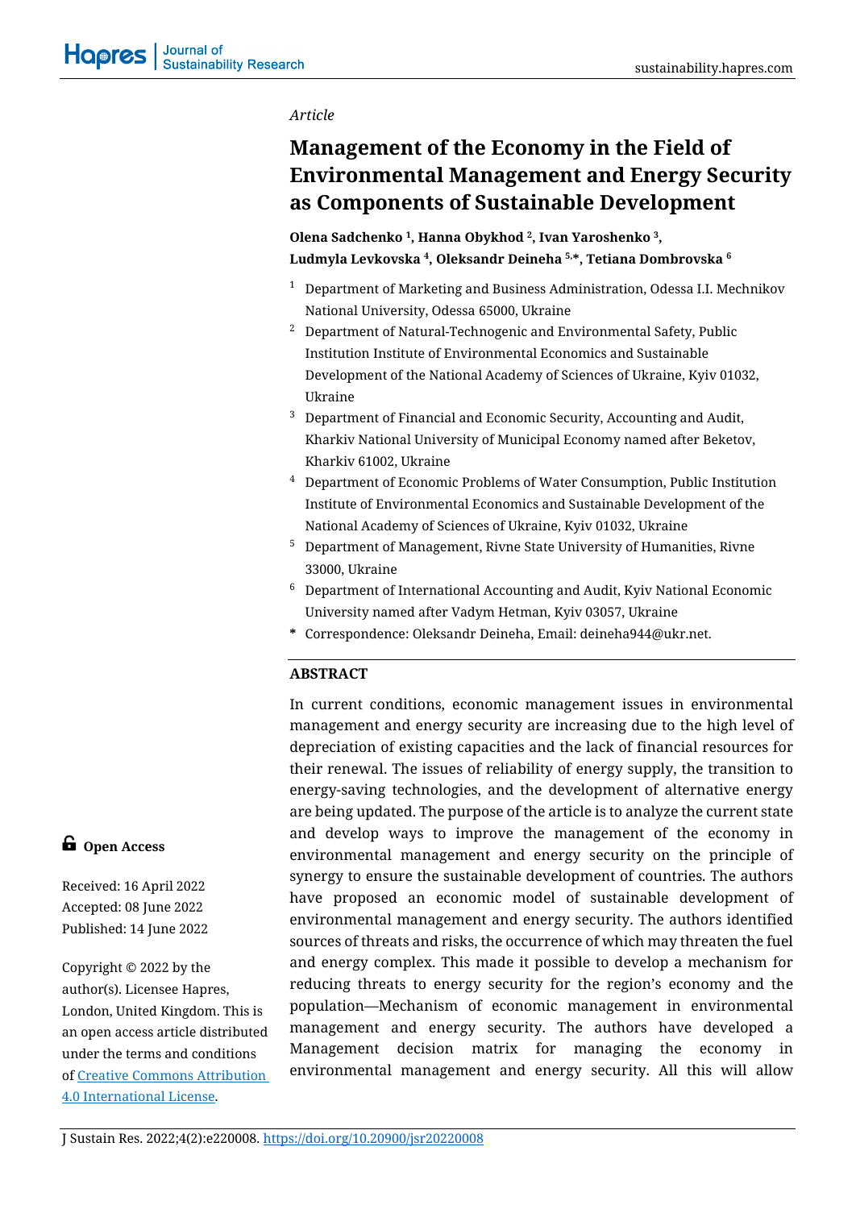*Article*

# Management of the Economy in the Field of Environmental Management and Energy Security as Components of Sustainable Development

**Olena Sadchenko [1], Hanna Obykhod [2], Ivan Yaroshenko [3], Ludmyla Levkovska [4], Oleksandr Deineha [5,*], Tetiana Dombrovska [6]**

1. Department of Marketing and Business Administration, Odessa I.I. Mechnikov National University, Odessa 65000, Ukraine
2. Department of Natural-Technogenic and Environmental Safety, Public Institution Institute of Environmental Economics and Sustainable Development of the National Academy of Sciences of Ukraine, Kyiv 01032, Ukraine
3. Department of Financial and Economic Security, Accounting and Audit, Kharkiv National University of Municipal Economy named after Beketov, Kharkiv 61002, Ukraine
4. Department of Economic Problems of Water Consumption, Public Institution Institute of Environmental Economics and Sustainable Development of the National Academy of Sciences of Ukraine, Kyiv 01032, Ukraine
5. Department of Management, Rivne State University of Humanities, Rivne 33000, Ukraine
6. Department of International Accounting and Audit, Kyiv National Economic University named after Vadym Hetman, Kyiv 03057, Ukraine

\* Correspondence: Oleksandr Deineha, Email: deineha944@ukr.net.

**Open Access**

Received: 16 April 2022
Accepted: 08 June 2022
Published: 14 June 2022

Copyright © 2022 by the author(s). Licensee Hapres, London, United Kingdom. This is an open access article distributed under the terms and conditions of [Creative Commons Attribution 4.0 International License](https://creativecommons.org/licenses/by/4.0/).

## ABSTRACT

In current conditions, economic management issues in environmental management and energy security are increasing due to the high level of depreciation of existing capacities and the lack of financial resources for their renewal. The issues of reliability of energy supply, the transition to energy-saving technologies, and the development of alternative energy are being updated. The purpose of the article is to analyze the current state and develop ways to improve the management of the economy in environmental management and energy security on the principle of synergy to ensure the sustainable development of countries. The authors have proposed an economic model of sustainable development of environmental management and energy security. The authors identified sources of threats and risks, the occurrence of which may threaten the fuel and energy complex. This made it possible to develop a mechanism for reducing threats to energy security for the region's economy and the population—Mechanism of economic management in environmental management and energy security. The authors have developed a Management decision matrix for managing the economy in environmental management and energy security. All this will allow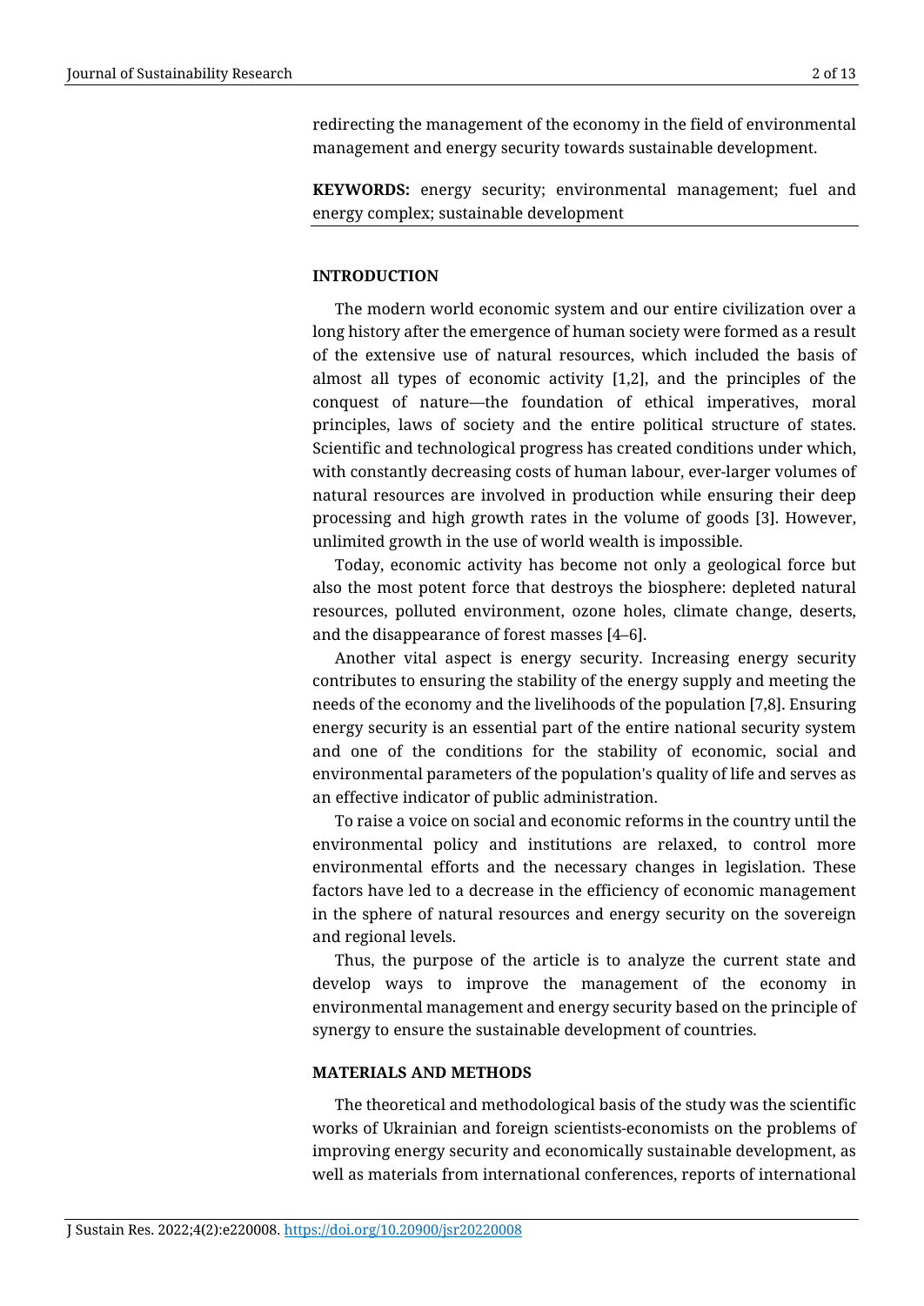redirecting the management of the economy in the field of environmental management and energy security towards sustainable development.

**KEYWORDS:** energy security; environmental management; fuel and energy complex; sustainable development

## INTRODUCTION

The modern world economic system and our entire civilization over a long history after the emergence of human society were formed as a result of the extensive use of natural resources, which included the basis of almost all types of economic activity [1,2], and the principles of the conquest of nature—the foundation of ethical imperatives, moral principles, laws of society and the entire political structure of states. Scientific and technological progress has created conditions under which, with constantly decreasing costs of human labour, ever-larger volumes of natural resources are involved in production while ensuring their deep processing and high growth rates in the volume of goods [3]. However, unlimited growth in the use of world wealth is impossible.

Today, economic activity has become not only a geological force but also the most potent force that destroys the biosphere: depleted natural resources, polluted environment, ozone holes, climate change, deserts, and the disappearance of forest masses [4–6].

Another vital aspect is energy security. Increasing energy security contributes to ensuring the stability of the energy supply and meeting the needs of the economy and the livelihoods of the population [7,8]. Ensuring energy security is an essential part of the entire national security system and one of the conditions for the stability of economic, social and environmental parameters of the population's quality of life and serves as an effective indicator of public administration.

To raise a voice on social and economic reforms in the country until the environmental policy and institutions are relaxed, to control more environmental efforts and the necessary changes in legislation. These factors have led to a decrease in the efficiency of economic management in the sphere of natural resources and energy security on the sovereign and regional levels.

Thus, the purpose of the article is to analyze the current state and develop ways to improve the management of the economy in environmental management and energy security based on the principle of synergy to ensure the sustainable development of countries.

## MATERIALS AND METHODS

The theoretical and methodological basis of the study was the scientific works of Ukrainian and foreign scientists-economists on the problems of improving energy security and economically sustainable development, as well as materials from international conferences, reports of international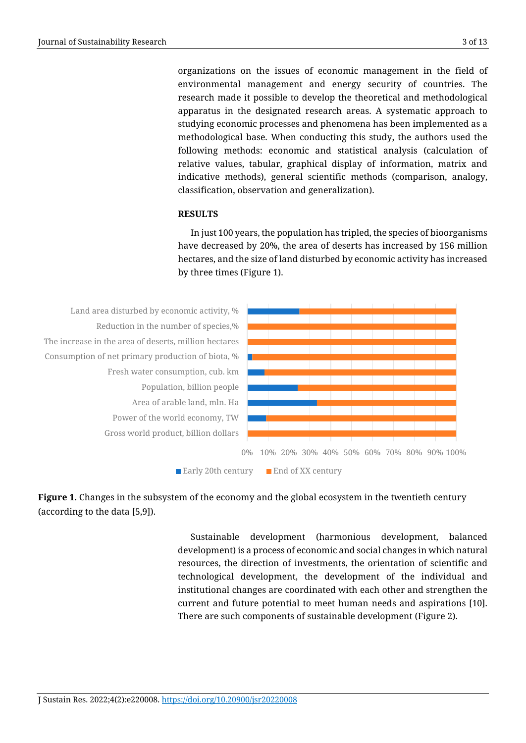organizations on the issues of economic management in the field of environmental management and energy security of countries. The research made it possible to develop the theoretical and methodological apparatus in the designated research areas. A systematic approach to studying economic processes and phenomena has been implemented as a methodological base. When conducting this study, the authors used the following methods: economic and statistical analysis (calculation of relative values, tabular, graphical display of information, matrix and indicative methods), general scientific methods (comparison, analogy, classification, observation and generalization).

## RESULTS

In just 100 years, the population has tripled, the species of bioorganisms have decreased by 20%, the area of deserts has increased by 156 million hectares, and the size of land disturbed by economic activity has increased by three times (Figure 1).

**Figure 1.** Changes in the subsystem of the economy and the global ecosystem in the twentieth century (according to the data [5,9]).

Sustainable development (harmonious development, balanced development) is a process of economic and social changes in which natural resources, the direction of investments, the orientation of scientific and technological development, the development of the individual and institutional changes are coordinated with each other and strengthen the current and future potential to meet human needs and aspirations [10]. There are such components of sustainable development (Figure 2).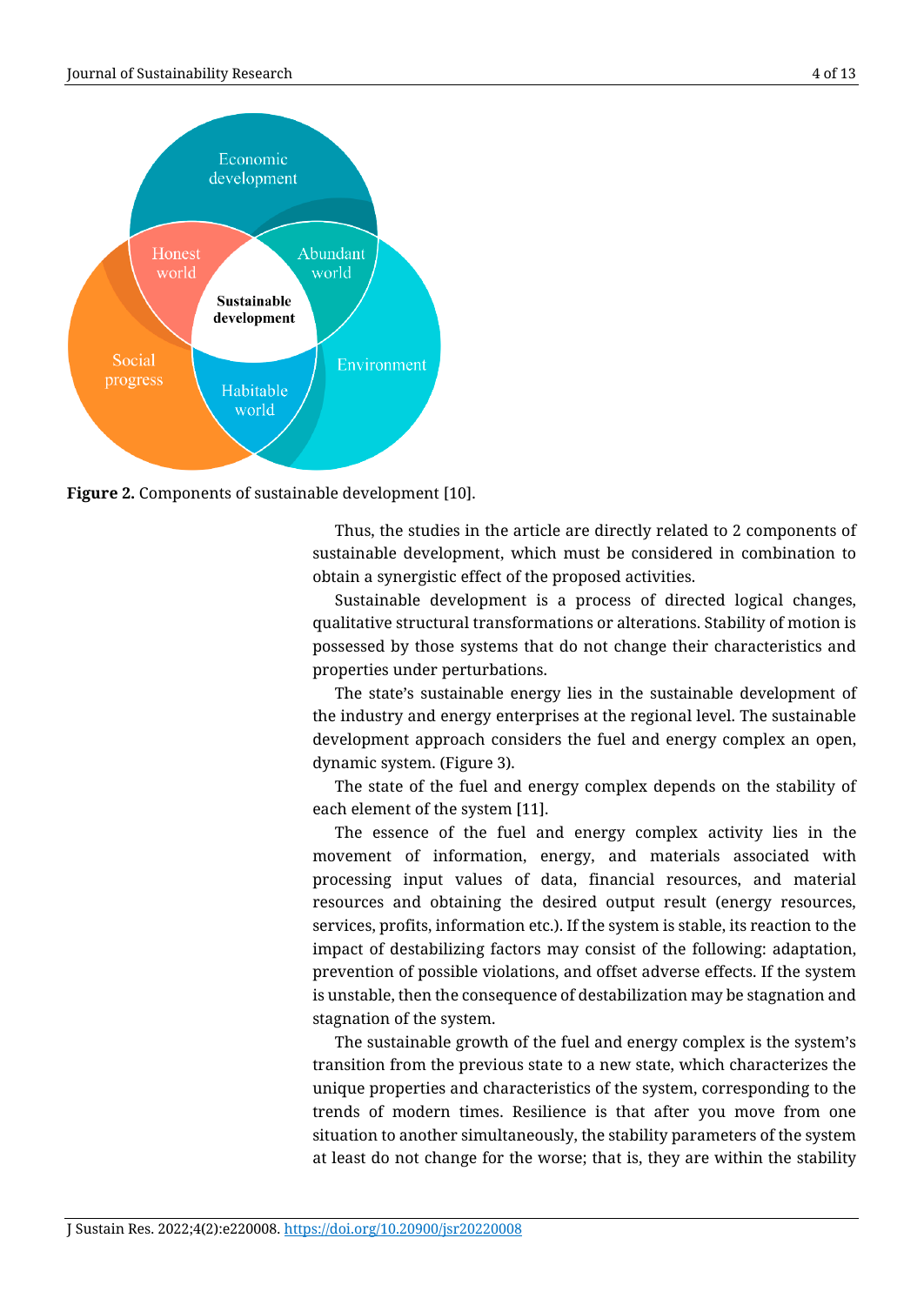**Figure 2.** Components of sustainable development [10].

Thus, the studies in the article are directly related to 2 components of sustainable development, which must be considered in combination to obtain a synergistic effect of the proposed activities.

Sustainable development is a process of directed logical changes, qualitative structural transformations or alterations. Stability of motion is possessed by those systems that do not change their characteristics and properties under perturbations.

The state's sustainable energy lies in the sustainable development of the industry and energy enterprises at the regional level. The sustainable development approach considers the fuel and energy complex an open, dynamic system. (Figure 3).

The state of the fuel and energy complex depends on the stability of each element of the system [11].

The essence of the fuel and energy complex activity lies in the movement of information, energy, and materials associated with processing input values of data, financial resources, and material resources and obtaining the desired output result (energy resources, services, profits, information etc.). If the system is stable, its reaction to the impact of destabilizing factors may consist of the following: adaptation, prevention of possible violations, and offset adverse effects. If the system is unstable, then the consequence of destabilization may be stagnation and stagnation of the system.

The sustainable growth of the fuel and energy complex is the system's transition from the previous state to a new state, which characterizes the unique properties and characteristics of the system, corresponding to the trends of modern times. Resilience is that after you move from one situation to another simultaneously, the stability parameters of the system at least do not change for the worse; that is, they are within the stability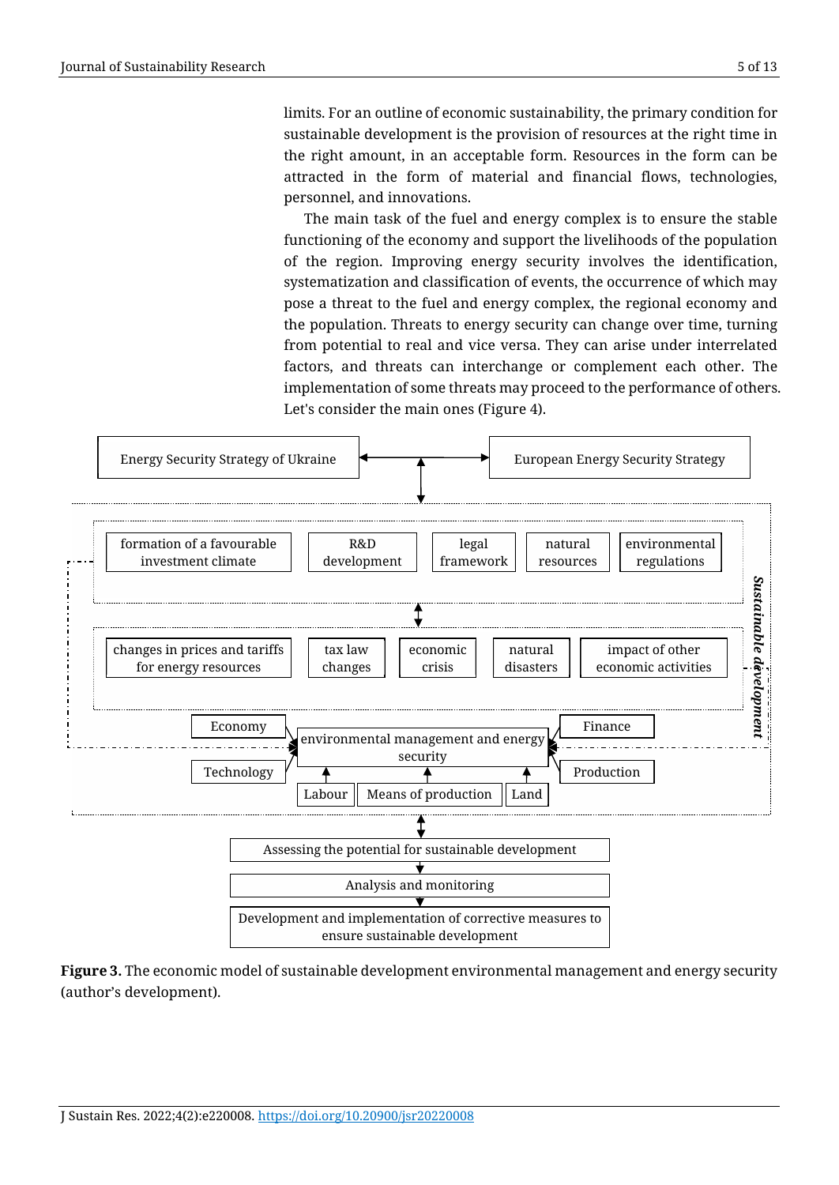limits. For an outline of economic sustainability, the primary condition for sustainable development is the provision of resources at the right time in the right amount, in an acceptable form. Resources in the form can be attracted in the form of material and financial flows, technologies, personnel, and innovations.

The main task of the fuel and energy complex is to ensure the stable functioning of the economy and support the livelihoods of the population of the region. Improving energy security involves the identification, systematization and classification of events, the occurrence of which may pose a threat to the fuel and energy complex, the regional economy and the population. Threats to energy security can change over time, turning from potential to real and vice versa. They can arise under interrelated factors, and threats can interchange or complement each other. The implementation of some threats may proceed to the performance of others. Let's consider the main ones (Figure 4).

Energy Security Strategy of Ukraine

European Energy Security Strategy

formation of a favourable investment climate

R&D development

legal framework

natural resources

environmental regulations

changes in prices and tariffs for energy resources

tax law changes

economic crisis

natural disasters

impact of other economic activities

Sustainable development

Economy

Technology

environmental management and energy security

Finance

Production

Labour

Means of production

Land

Assessing the potential for sustainable development

Analysis and monitoring

Development and implementation of corrective measures to ensure sustainable development

**Figure 3.** The economic model of sustainable development environmental management and energy security (author's development).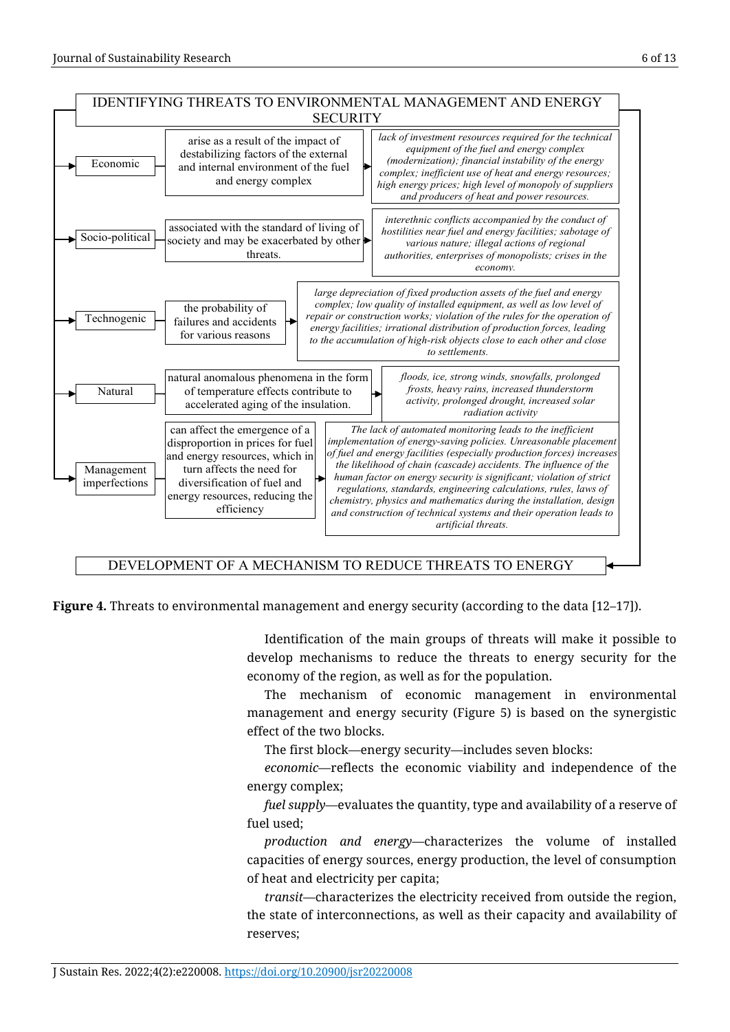IDENTIFYING THREATS TO ENVIRONMENTAL MANAGEMENT AND ENERGY SECURITY

| Threat | Description | Factors |
| --- | --- | --- |
| Economic | arise as a result of the impact of destabilizing factors of the external and internal environment of the fuel and energy complex | *lack of investment resources required for the technical equipment of the fuel and energy complex (modernization); financial instability of the energy complex; inefficient use of heat and energy resources; high energy prices; high level of monopoly of suppliers and producers of heat and power resources.* |
| Socio-political | associated with the standard of living of society and may be exacerbated by other threats. | *interethnic conflicts accompanied by the conduct of hostilities near fuel and energy facilities; sabotage of various nature; illegal actions of regional authorities, enterprises of monopolists; crises in the economy.* |
| Technogenic | the probability of failures and accidents for various reasons | *large depreciation of fixed production assets of the fuel and energy complex; low quality of installed equipment, as well as low level of repair or construction works; violation of the rules for the operation of energy facilities; irrational distribution of production forces, leading to the accumulation of high-risk objects close to each other and close to settlements.* |
| Natural | natural anomalous phenomena in the form of temperature effects contribute to accelerated aging of the insulation. | *floods, ice, strong winds, snowfalls, prolonged frosts, heavy rains, increased thunderstorm activity, prolonged drought, increased solar radiation activity* |
| Management imperfections | can affect the emergence of a disproportion in prices for fuel and energy resources, which in turn affects the need for diversification of fuel and energy resources, reducing the efficiency | *The lack of automated monitoring leads to the inefficient implementation of energy-saving policies. Unreasonable placement of fuel and energy facilities (especially production forces) increases the likelihood of chain (cascade) accidents. The influence of the human factor on energy security is significant; violation of strict regulations, standards, engineering calculations, rules, laws of chemistry, physics and mathematics during the installation, design and construction of technical systems and their operation leads to artificial threats.* |

DEVELOPMENT OF A MECHANISM TO REDUCE THREATS TO ENERGY

**Figure 4.** Threats to environmental management and energy security (according to the data [12–17]).

Identification of the main groups of threats will make it possible to develop mechanisms to reduce the threats to energy security for the economy of the region, as well as for the population.

The mechanism of economic management in environmental management and energy security (Figure 5) is based on the synergistic effect of the two blocks.

The first block—energy security—includes seven blocks:

*economic*—reflects the economic viability and independence of the energy complex;

*fuel supply*—evaluates the quantity, type and availability of a reserve of fuel used;

*production and energy*—characterizes the volume of installed capacities of energy sources, energy production, the level of consumption of heat and electricity per capita;

*transit*—characterizes the electricity received from outside the region, the state of interconnections, as well as their capacity and availability of reserves;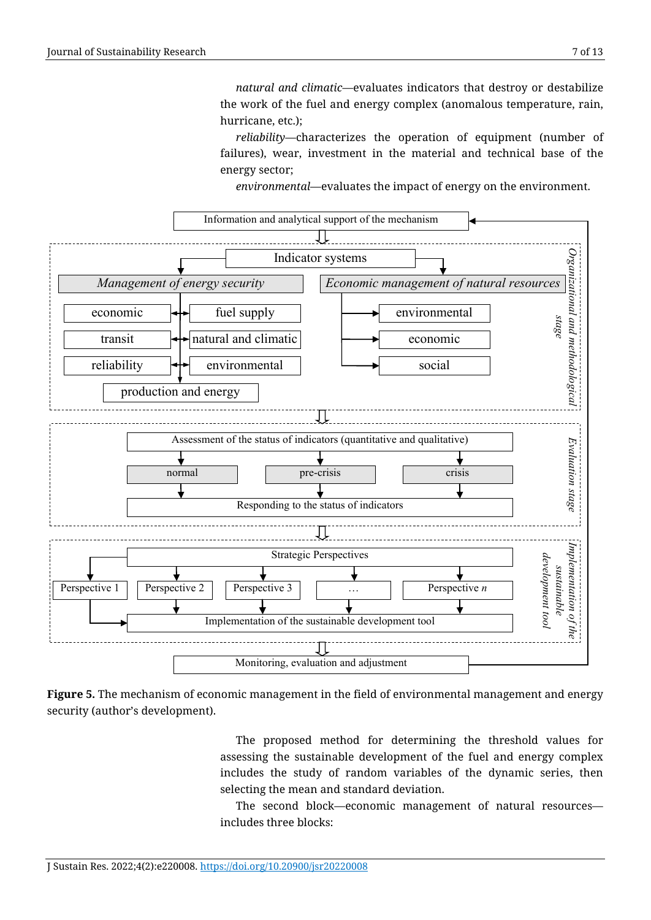*natural and climatic*—evaluates indicators that destroy or destabilize the work of the fuel and energy complex (anomalous temperature, rain, hurricane, etc.);

*reliability*—characterizes the operation of equipment (number of failures), wear, investment in the material and technical base of the energy sector;

*environmental*—evaluates the impact of energy on the environment.

**Figure 5.** The mechanism of economic management in the field of environmental management and energy security (author's development).

The proposed method for determining the threshold values for assessing the sustainable development of the fuel and energy complex includes the study of random variables of the dynamic series, then selecting the mean and standard deviation.

The second block—economic management of natural resources—includes three blocks: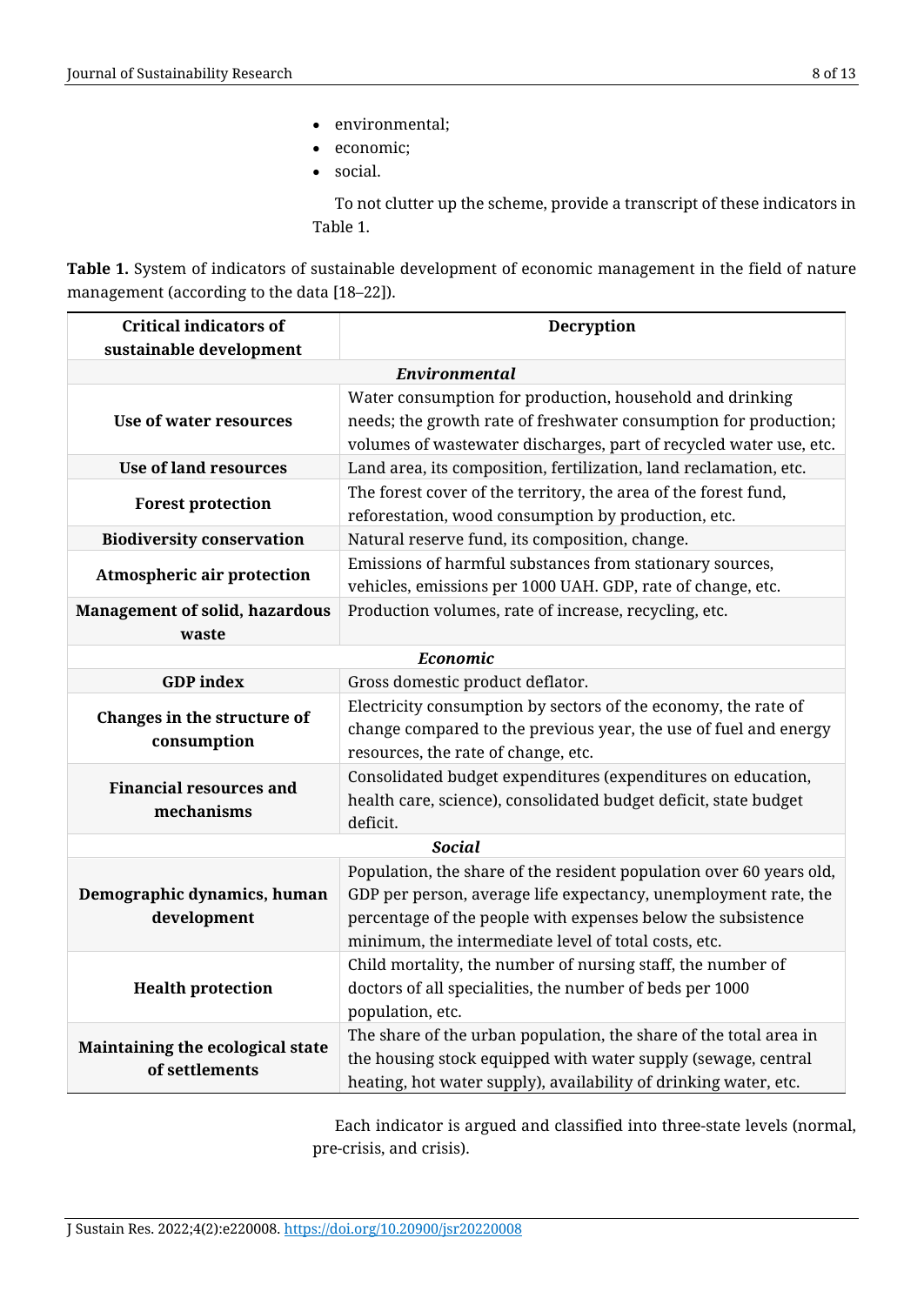- environmental;
- economic;
- social.

To not clutter up the scheme, provide a transcript of these indicators in Table 1.

**Table 1.** System of indicators of sustainable development of economic management in the field of nature management (according to the data [18–22]).

| Critical indicators of sustainable development | Decryption |
| --- | --- |
| ***Environmental*** | |
| **Use of water resources** | Water consumption for production, household and drinking needs; the growth rate of freshwater consumption for production; volumes of wastewater discharges, part of recycled water use, etc. |
| **Use of land resources** | Land area, its composition, fertilization, land reclamation, etc. |
| **Forest protection** | The forest cover of the territory, the area of the forest fund, reforestation, wood consumption by production, etc. |
| **Biodiversity conservation** | Natural reserve fund, its composition, change. |
| **Atmospheric air protection** | Emissions of harmful substances from stationary sources, vehicles, emissions per 1000 UAH. GDP, rate of change, etc. |
| **Management of solid, hazardous waste** | Production volumes, rate of increase, recycling, etc. |
| ***Economic*** | |
| **GDP index** | Gross domestic product deflator. |
| **Changes in the structure of consumption** | Electricity consumption by sectors of the economy, the rate of change compared to the previous year, the use of fuel and energy resources, the rate of change, etc. |
| **Financial resources and mechanisms** | Consolidated budget expenditures (expenditures on education, health care, science), consolidated budget deficit, state budget deficit. |
| ***Social*** | |
| **Demographic dynamics, human development** | Population, the share of the resident population over 60 years old, GDP per person, average life expectancy, unemployment rate, the percentage of the people with expenses below the subsistence minimum, the intermediate level of total costs, etc. |
| **Health protection** | Child mortality, the number of nursing staff, the number of doctors of all specialities, the number of beds per 1000 population, etc. |
| **Maintaining the ecological state of settlements** | The share of the urban population, the share of the total area in the housing stock equipped with water supply (sewage, central heating, hot water supply), availability of drinking water, etc. |

Each indicator is argued and classified into three-state levels (normal, pre-crisis, and crisis).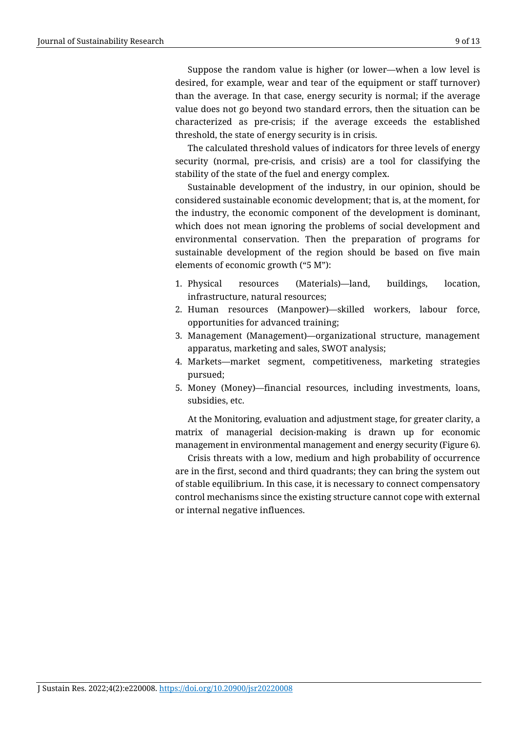Suppose the random value is higher (or lower—when a low level is desired, for example, wear and tear of the equipment or staff turnover) than the average. In that case, energy security is normal; if the average value does not go beyond two standard errors, then the situation can be characterized as pre-crisis; if the average exceeds the established threshold, the state of energy security is in crisis.

The calculated threshold values of indicators for three levels of energy security (normal, pre-crisis, and crisis) are a tool for classifying the stability of the state of the fuel and energy complex.

Sustainable development of the industry, in our opinion, should be considered sustainable economic development; that is, at the moment, for the industry, the economic component of the development is dominant, which does not mean ignoring the problems of social development and environmental conservation. Then the preparation of programs for sustainable development of the region should be based on five main elements of economic growth ("5 M"):

1. Physical resources (Materials)—land, buildings, location, infrastructure, natural resources;
2. Human resources (Manpower)—skilled workers, labour force, opportunities for advanced training;
3. Management (Management)—organizational structure, management apparatus, marketing and sales, SWOT analysis;
4. Markets—market segment, competitiveness, marketing strategies pursued;
5. Money (Money)—financial resources, including investments, loans, subsidies, etc.

At the Monitoring, evaluation and adjustment stage, for greater clarity, a matrix of managerial decision-making is drawn up for economic management in environmental management and energy security (Figure 6).

Crisis threats with a low, medium and high probability of occurrence are in the first, second and third quadrants; they can bring the system out of stable equilibrium. In this case, it is necessary to connect compensatory control mechanisms since the existing structure cannot cope with external or internal negative influences.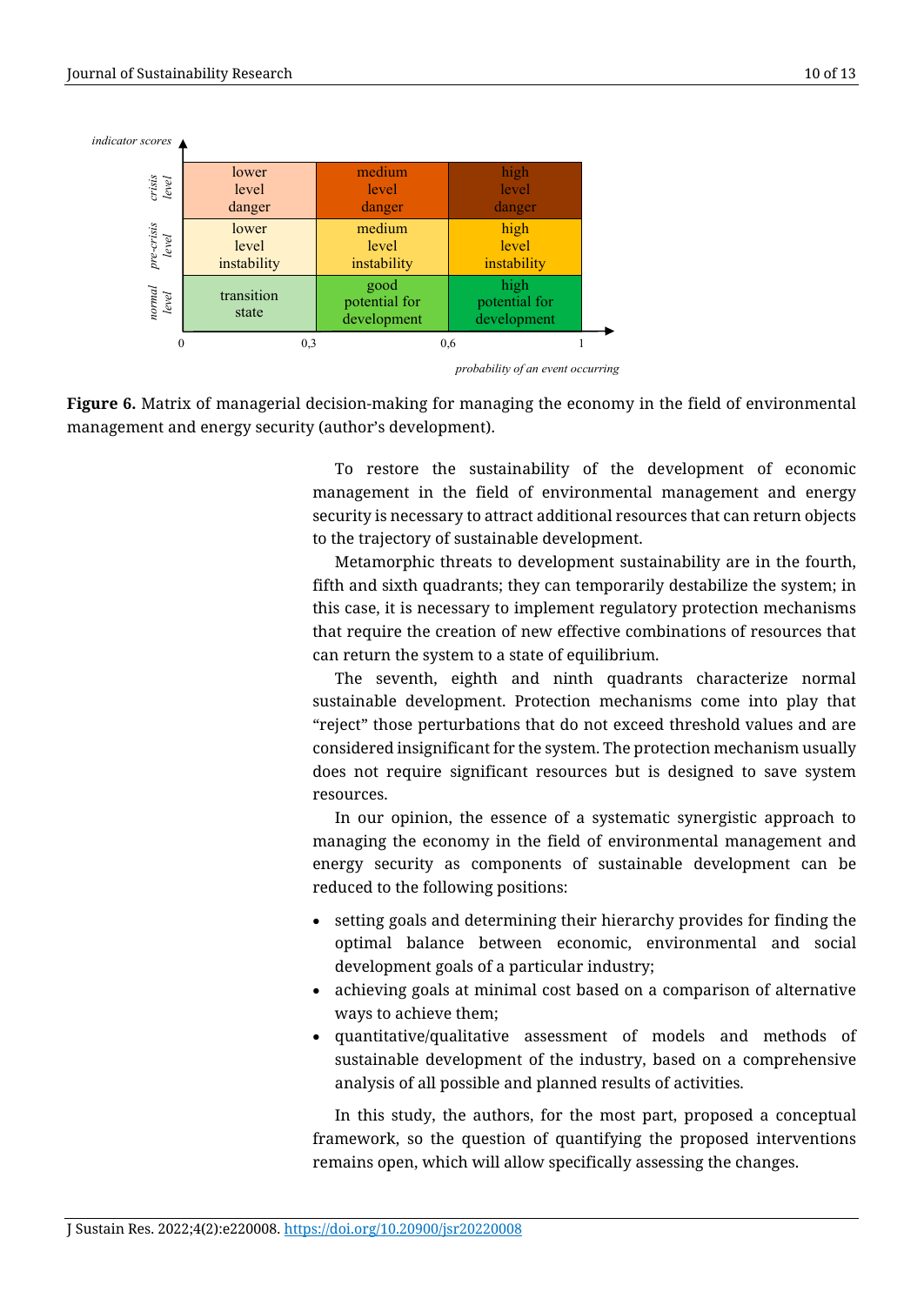| indicator scores / probability of an event occurring | 0–0,3 | 0,3–0,6 | 0,6–1 |
|---|---|---|---|
| crisis level | lower level danger | medium level danger | high level danger |
| pre-crisis level | lower level instability | medium level instability | high level instability |
| normal level | transition state | good potential for development | high potential for development |

**Figure 6.** Matrix of managerial decision-making for managing the economy in the field of environmental management and energy security (author's development).

To restore the sustainability of the development of economic management in the field of environmental management and energy security is necessary to attract additional resources that can return objects to the trajectory of sustainable development.

Metamorphic threats to development sustainability are in the fourth, fifth and sixth quadrants; they can temporarily destabilize the system; in this case, it is necessary to implement regulatory protection mechanisms that require the creation of new effective combinations of resources that can return the system to a state of equilibrium.

The seventh, eighth and ninth quadrants characterize normal sustainable development. Protection mechanisms come into play that "reject" those perturbations that do not exceed threshold values and are considered insignificant for the system. The protection mechanism usually does not require significant resources but is designed to save system resources.

In our opinion, the essence of a systematic synergistic approach to managing the economy in the field of environmental management and energy security as components of sustainable development can be reduced to the following positions:

- setting goals and determining their hierarchy provides for finding the optimal balance between economic, environmental and social development goals of a particular industry;
- achieving goals at minimal cost based on a comparison of alternative ways to achieve them;
- quantitative/qualitative assessment of models and methods of sustainable development of the industry, based on a comprehensive analysis of all possible and planned results of activities.

In this study, the authors, for the most part, proposed a conceptual framework, so the question of quantifying the proposed interventions remains open, which will allow specifically assessing the changes.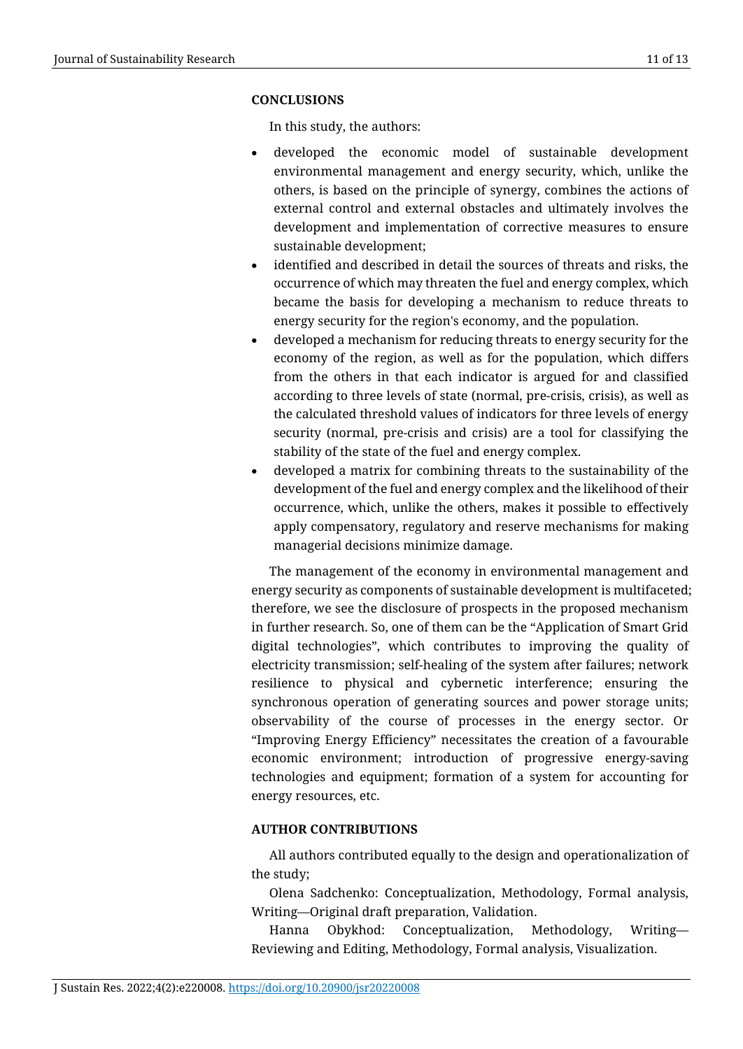## CONCLUSIONS

In this study, the authors:

- developed the economic model of sustainable development environmental management and energy security, which, unlike the others, is based on the principle of synergy, combines the actions of external control and external obstacles and ultimately involves the development and implementation of corrective measures to ensure sustainable development;
- identified and described in detail the sources of threats and risks, the occurrence of which may threaten the fuel and energy complex, which became the basis for developing a mechanism to reduce threats to energy security for the region's economy, and the population.
- developed a mechanism for reducing threats to energy security for the economy of the region, as well as for the population, which differs from the others in that each indicator is argued for and classified according to three levels of state (normal, pre-crisis, crisis), as well as the calculated threshold values of indicators for three levels of energy security (normal, pre-crisis and crisis) are a tool for classifying the stability of the state of the fuel and energy complex.
- developed a matrix for combining threats to the sustainability of the development of the fuel and energy complex and the likelihood of their occurrence, which, unlike the others, makes it possible to effectively apply compensatory, regulatory and reserve mechanisms for making managerial decisions minimize damage.

The management of the economy in environmental management and energy security as components of sustainable development is multifaceted; therefore, we see the disclosure of prospects in the proposed mechanism in further research. So, one of them can be the "Application of Smart Grid digital technologies", which contributes to improving the quality of electricity transmission; self-healing of the system after failures; network resilience to physical and cybernetic interference; ensuring the synchronous operation of generating sources and power storage units; observability of the course of processes in the energy sector. Or "Improving Energy Efficiency" necessitates the creation of a favourable economic environment; introduction of progressive energy-saving technologies and equipment; formation of a system for accounting for energy resources, etc.

## AUTHOR CONTRIBUTIONS

All authors contributed equally to the design and operationalization of the study;

Olena Sadchenko: Conceptualization, Methodology, Formal analysis, Writing—Original draft preparation, Validation.

Hanna Obykhod: Conceptualization, Methodology, Writing—Reviewing and Editing, Methodology, Formal analysis, Visualization.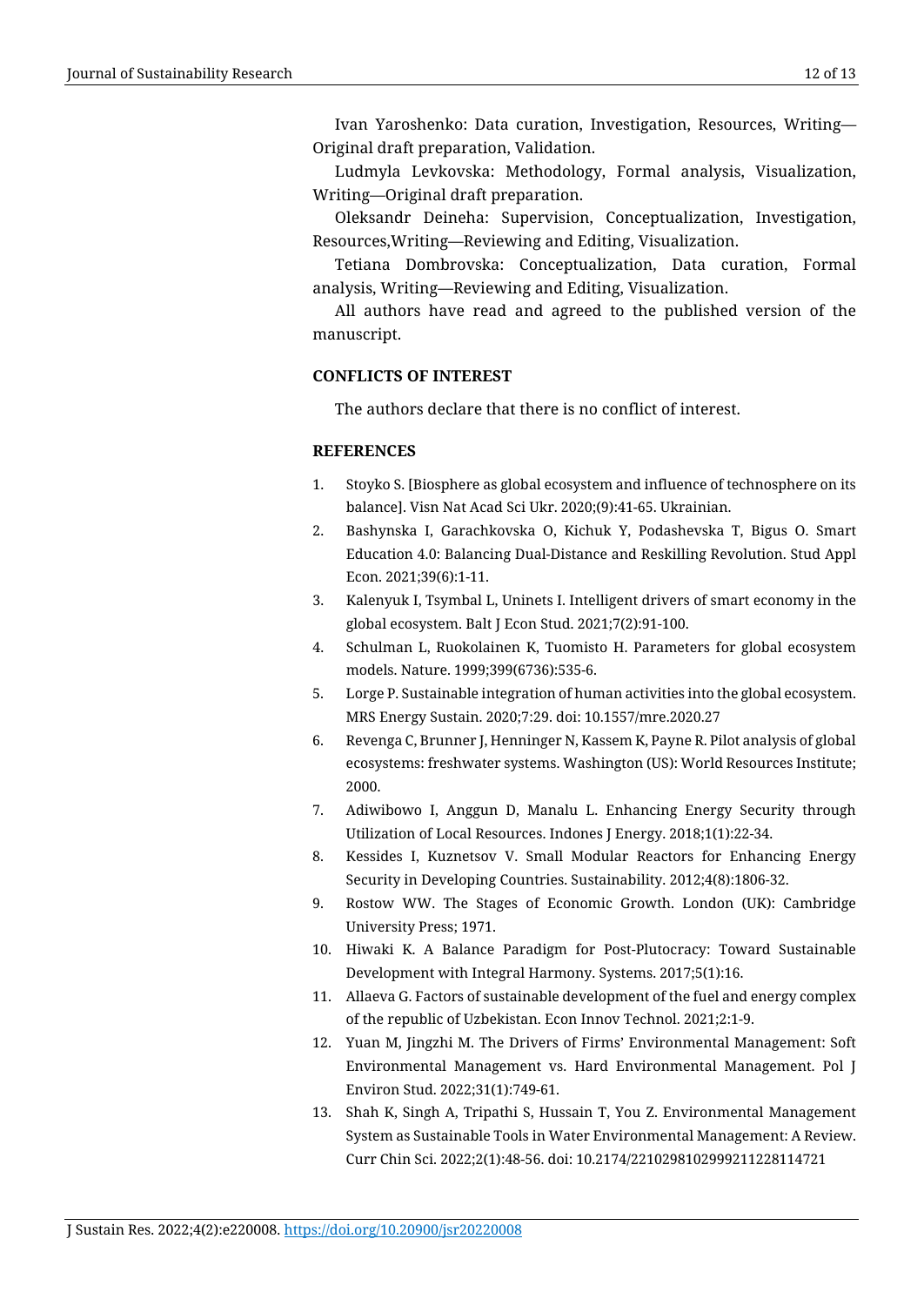Ivan Yaroshenko: Data curation, Investigation, Resources, Writing—Original draft preparation, Validation.

Ludmyla Levkovska: Methodology, Formal analysis, Visualization, Writing—Original draft preparation.

Oleksandr Deineha: Supervision, Conceptualization, Investigation, Resources,Writing—Reviewing and Editing, Visualization.

Tetiana Dombrovska: Conceptualization, Data curation, Formal analysis, Writing—Reviewing and Editing, Visualization.

All authors have read and agreed to the published version of the manuscript.

## CONFLICTS OF INTEREST

The authors declare that there is no conflict of interest.

## REFERENCES

1. Stoyko S. [Biosphere as global ecosystem and influence of technosphere on its balance]. Visn Nat Acad Sci Ukr. 2020;(9):41-65. Ukrainian.
2. Bashynska I, Garachkovska O, Kichuk Y, Podashevska T, Bigus O. Smart Education 4.0: Balancing Dual-Distance and Reskilling Revolution. Stud Appl Econ. 2021;39(6):1-11.
3. Kalenyuk I, Tsymbal L, Uninets I. Intelligent drivers of smart economy in the global ecosystem. Balt J Econ Stud. 2021;7(2):91-100.
4. Schulman L, Ruokolainen K, Tuomisto H. Parameters for global ecosystem models. Nature. 1999;399(6736):535-6.
5. Lorge P. Sustainable integration of human activities into the global ecosystem. MRS Energy Sustain. 2020;7:29. doi: 10.1557/mre.2020.27
6. Revenga C, Brunner J, Henninger N, Kassem K, Payne R. Pilot analysis of global ecosystems: freshwater systems. Washington (US): World Resources Institute; 2000.
7. Adiwibowo I, Anggun D, Manalu L. Enhancing Energy Security through Utilization of Local Resources. Indones J Energy. 2018;1(1):22-34.
8. Kessides I, Kuznetsov V. Small Modular Reactors for Enhancing Energy Security in Developing Countries. Sustainability. 2012;4(8):1806-32.
9. Rostow WW. The Stages of Economic Growth. London (UK): Cambridge University Press; 1971.
10. Hiwaki K. A Balance Paradigm for Post-Plutocracy: Toward Sustainable Development with Integral Harmony. Systems. 2017;5(1):16.
11. Allaeva G. Factors of sustainable development of the fuel and energy complex of the republic of Uzbekistan. Econ Innov Technol. 2021;2:1-9.
12. Yuan M, Jingzhi M. The Drivers of Firms' Environmental Management: Soft Environmental Management vs. Hard Environmental Management. Pol J Environ Stud. 2022;31(1):749-61.
13. Shah K, Singh A, Tripathi S, Hussain T, You Z. Environmental Management System as Sustainable Tools in Water Environmental Management: A Review. Curr Chin Sci. 2022;2(1):48-56. doi: 10.2174/2210298102999211228114721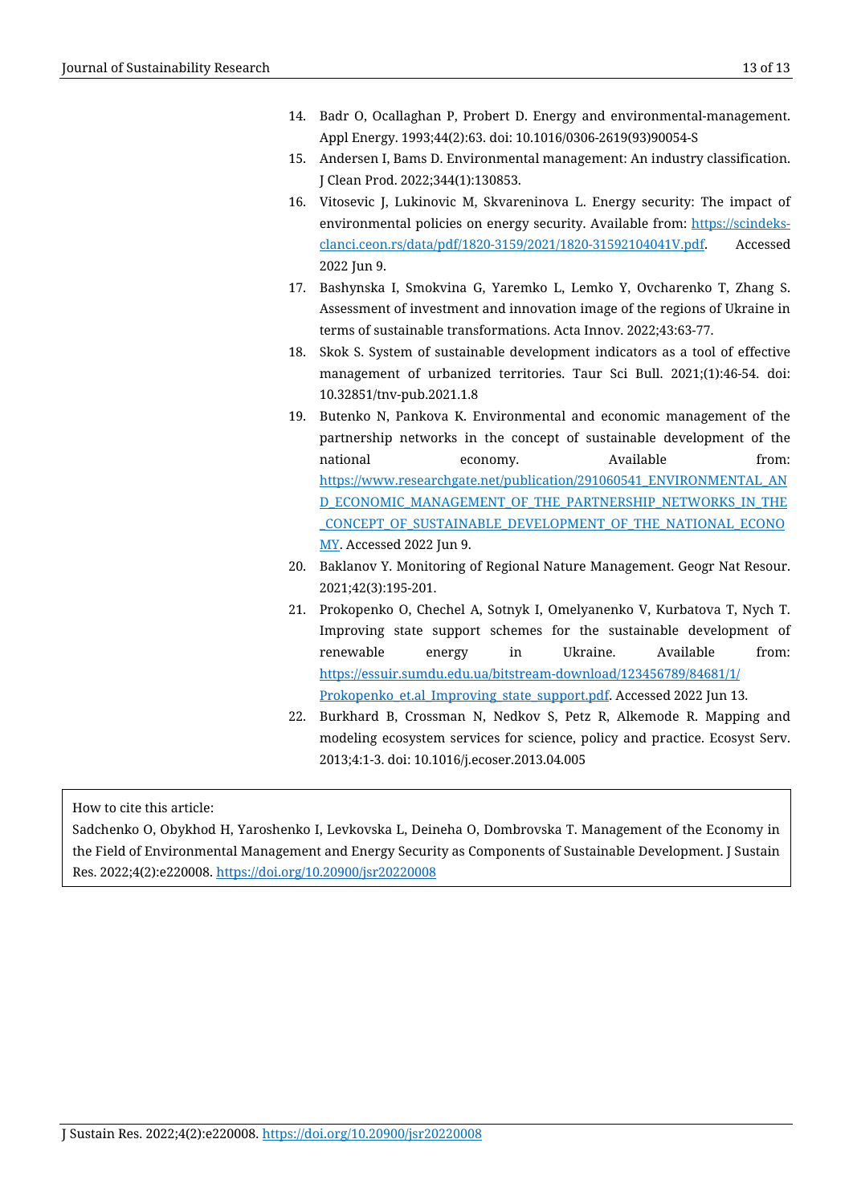14. Badr O, Ocallaghan P, Probert D. Energy and environmental-management. Appl Energy. 1993;44(2):63. doi: 10.1016/0306-2619(93)90054-S
15. Andersen I, Bams D. Environmental management: An industry classification. J Clean Prod. 2022;344(1):130853.
16. Vitosevic J, Lukinovic M, Skvareninova L. Energy security: The impact of environmental policies on energy security. Available from: https://scindeks-clanci.ceon.rs/data/pdf/1820-3159/2021/1820-31592104041V.pdf. Accessed 2022 Jun 9.
17. Bashynska I, Smokvina G, Yaremko L, Lemko Y, Ovcharenko T, Zhang S. Assessment of investment and innovation image of the regions of Ukraine in terms of sustainable transformations. Acta Innov. 2022;43:63-77.
18. Skok S. System of sustainable development indicators as a tool of effective management of urbanized territories. Taur Sci Bull. 2021;(1):46-54. doi: 10.32851/tnv-pub.2021.1.8
19. Butenko N, Pankova K. Environmental and economic management of the partnership networks in the concept of sustainable development of the national economy. Available from: https://www.researchgate.net/publication/291060541_ENVIRONMENTAL_AND_ECONOMIC_MANAGEMENT_OF_THE_PARTNERSHIP_NETWORKS_IN_THE_CONCEPT_OF_SUSTAINABLE_DEVELOPMENT_OF_THE_NATIONAL_ECONOMY. Accessed 2022 Jun 9.
20. Baklanov Y. Monitoring of Regional Nature Management. Geogr Nat Resour. 2021;42(3):195-201.
21. Prokopenko O, Chechel A, Sotnyk I, Omelyanenko V, Kurbatova T, Nych T. Improving state support schemes for the sustainable development of renewable energy in Ukraine. Available from: https://essuir.sumdu.edu.ua/bitstream-download/123456789/84681/1/Prokopenko_et.al_Improving_state_support.pdf. Accessed 2022 Jun 13.
22. Burkhard B, Crossman N, Nedkov S, Petz R, Alkemode R. Mapping and modeling ecosystem services for science, policy and practice. Ecosyst Serv. 2013;4:1-3. doi: 10.1016/j.ecoser.2013.04.005

How to cite this article:
Sadchenko O, Obykhod H, Yaroshenko I, Levkovska L, Deineha O, Dombrovska T. Management of the Economy in the Field of Environmental Management and Energy Security as Components of Sustainable Development. J Sustain Res. 2022;4(2):e220008. https://doi.org/10.20900/jsr20220008